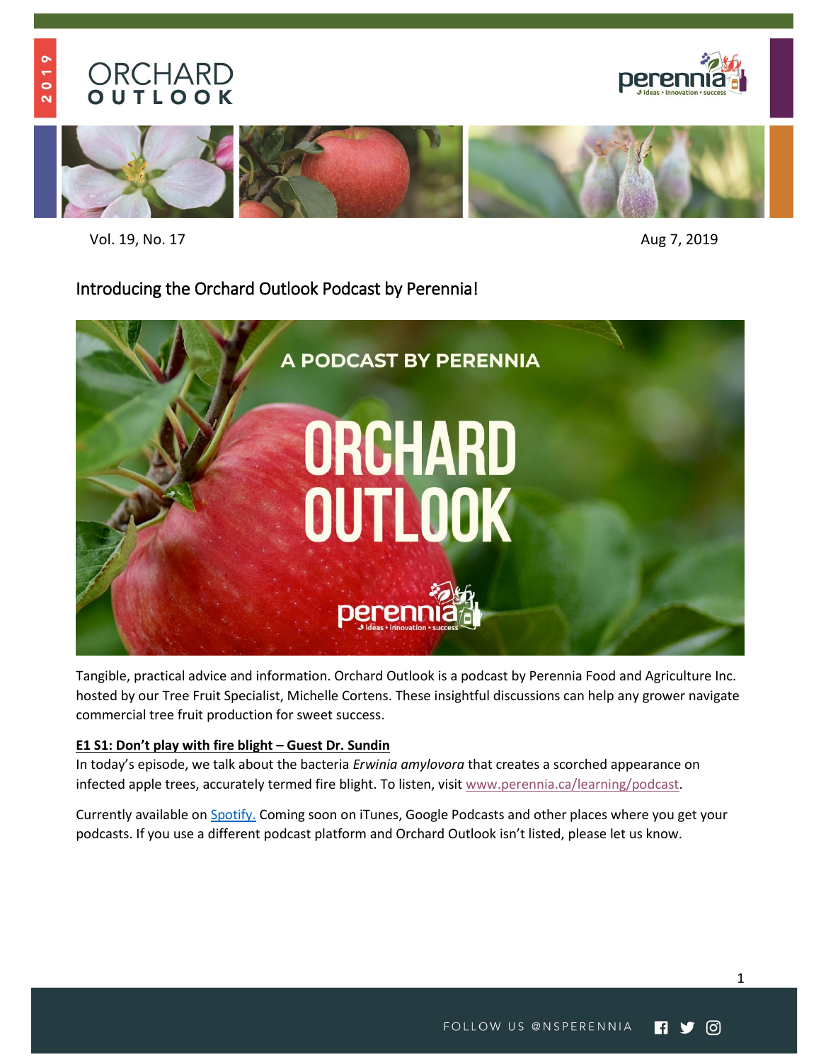# ORCHARD OUTLOOK

Vol. 19, No. 17 Aug 7, 2019

## Introducing the Orchard Outlook Podcast by Perennia!

Tangible, practical advice and information. Orchard Outlook is a podcast by Perennia Food and Agriculture Inc. hosted by our Tree Fruit Specialist, Michelle Cortens. These insightful discussions can help any grower navigate commercial tree fruit production for sweet success.

**E1 S1: Don't play with fire blight – Guest Dr. Sundin**

In today's episode, we talk about the bacteria *Erwinia amylovora* that creates a scorched appearance on infected apple trees, accurately termed fire blight. To listen, visit www.perennia.ca/learning/podcast.

Currently available on Spotify. Coming soon on iTunes, Google Podcasts and other places where you get your podcasts. If you use a different podcast platform and Orchard Outlook isn't listed, please let us know.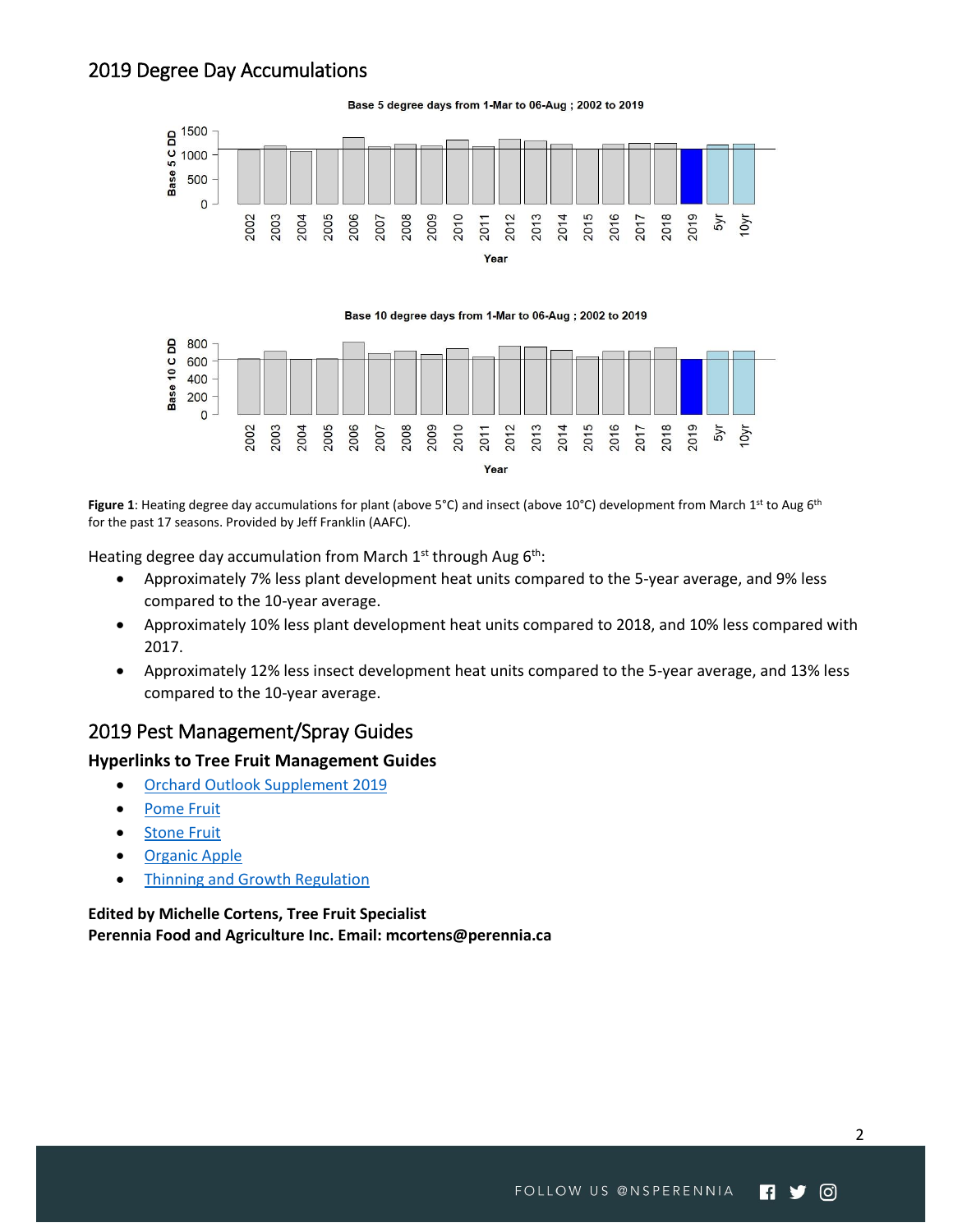## 2019 Degree Day Accumulations

Base 5 degree days from 1-Mar to 06-Aug ; 2002 to 2019

Base 5 C DD

1500
1000
500
0

2002 2003 2004 2005 2006 2007 2008 2009 2010 2011 2012 2013 2014 2015 2016 2017 2018 2019 5yr 10yr

Year

Base 10 degree days from 1-Mar to 06-Aug ; 2002 to 2019

Base 10 C DD

800
600
400
200
0

2002 2003 2004 2005 2006 2007 2008 2009 2010 2011 2012 2013 2014 2015 2016 2017 2018 2019 5yr 10yr

Year

**Figure 1**: Heating degree day accumulations for plant (above 5°C) and insect (above 10°C) development from March 1st to Aug 6th for the past 17 seasons. Provided by Jeff Franklin (AAFC).

Heating degree day accumulation from March 1st through Aug 6th:

- Approximately 7% less plant development heat units compared to the 5-year average, and 9% less compared to the 10-year average.
- Approximately 10% less plant development heat units compared to 2018, and 10% less compared with 2017.
- Approximately 12% less insect development heat units compared to the 5-year average, and 13% less compared to the 10-year average.

## 2019 Pest Management/Spray Guides

### Hyperlinks to Tree Fruit Management Guides

- Orchard Outlook Supplement 2019
- Pome Fruit
- Stone Fruit
- Organic Apple
- Thinning and Growth Regulation

**Edited by Michelle Cortens, Tree Fruit Specialist**
**Perennia Food and Agriculture Inc. Email: mcortens@perennia.ca**

FOLLOW US @NSPERENNIA